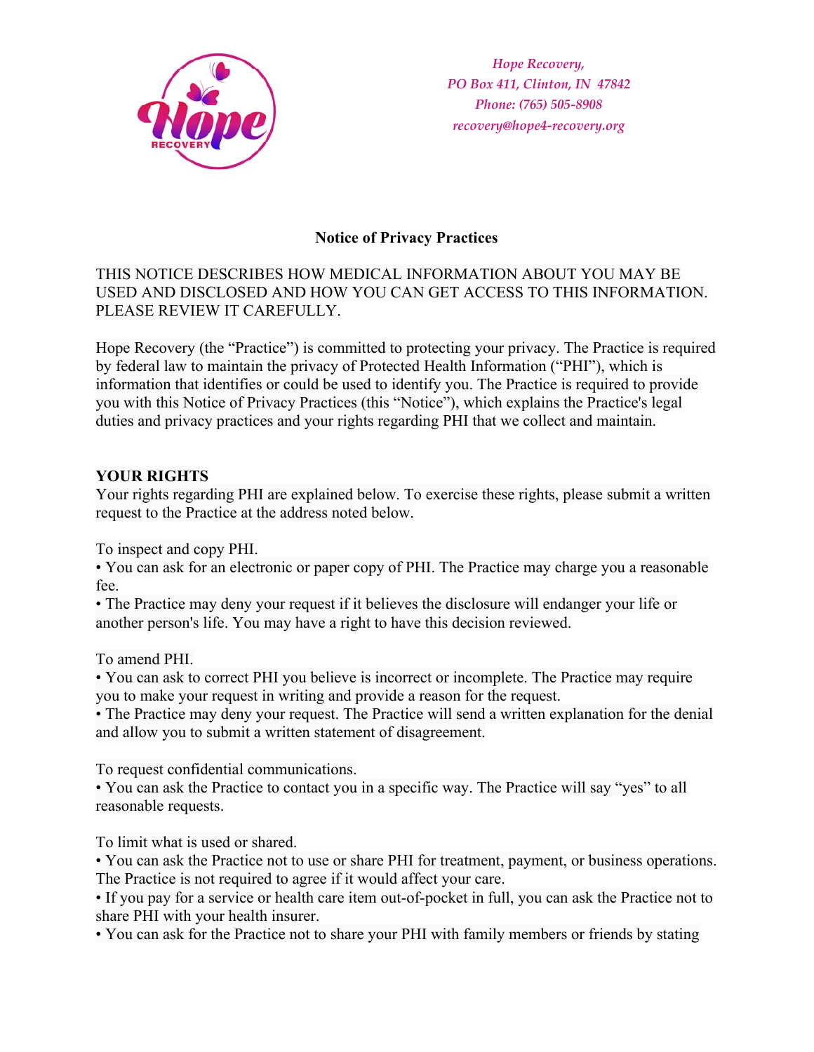*Hope Recovery,*
*PO Box 411, Clinton, IN 47842*
*Phone: (765) 505-8908*
*recovery@hope4-recovery.org*

# Notice of Privacy Practices

THIS NOTICE DESCRIBES HOW MEDICAL INFORMATION ABOUT YOU MAY BE USED AND DISCLOSED AND HOW YOU CAN GET ACCESS TO THIS INFORMATION. PLEASE REVIEW IT CAREFULLY.

Hope Recovery (the "Practice") is committed to protecting your privacy. The Practice is required by federal law to maintain the privacy of Protected Health Information ("PHI"), which is information that identifies or could be used to identify you. The Practice is required to provide you with this Notice of Privacy Practices (this "Notice"), which explains the Practice's legal duties and privacy practices and your rights regarding PHI that we collect and maintain.

## YOUR RIGHTS

Your rights regarding PHI are explained below. To exercise these rights, please submit a written request to the Practice at the address noted below.

To inspect and copy PHI.

- You can ask for an electronic or paper copy of PHI. The Practice may charge you a reasonable fee.
- The Practice may deny your request if it believes the disclosure will endanger your life or another person's life. You may have a right to have this decision reviewed.

To amend PHI.

- You can ask to correct PHI you believe is incorrect or incomplete. The Practice may require you to make your request in writing and provide a reason for the request.
- The Practice may deny your request. The Practice will send a written explanation for the denial and allow you to submit a written statement of disagreement.

To request confidential communications.

- You can ask the Practice to contact you in a specific way. The Practice will say "yes" to all reasonable requests.

To limit what is used or shared.

- You can ask the Practice not to use or share PHI for treatment, payment, or business operations. The Practice is not required to agree if it would affect your care.
- If you pay for a service or health care item out-of-pocket in full, you can ask the Practice not to share PHI with your health insurer.
- You can ask for the Practice not to share your PHI with family members or friends by stating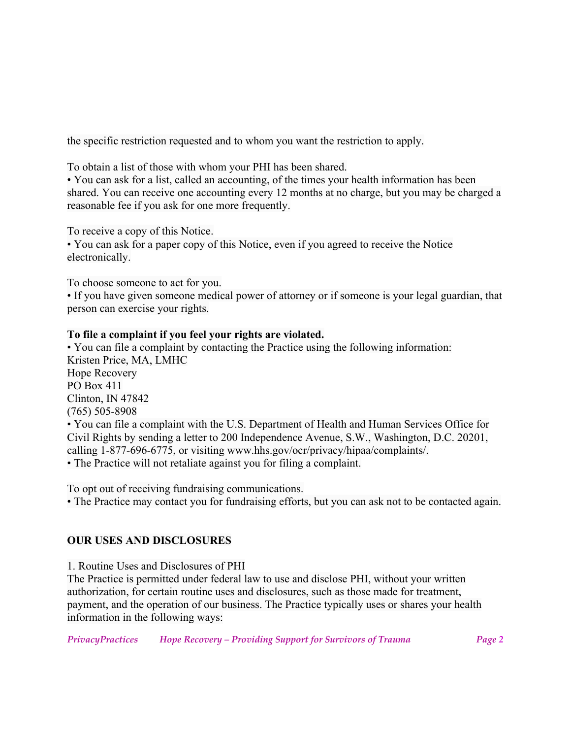the specific restriction requested and to whom you want the restriction to apply.

To obtain a list of those with whom your PHI has been shared.
• You can ask for a list, called an accounting, of the times your health information has been shared. You can receive one accounting every 12 months at no charge, but you may be charged a reasonable fee if you ask for one more frequently.

To receive a copy of this Notice.
• You can ask for a paper copy of this Notice, even if you agreed to receive the Notice electronically.

To choose someone to act for you.
• If you have given someone medical power of attorney or if someone is your legal guardian, that person can exercise your rights.

**To file a complaint if you feel your rights are violated.**
• You can file a complaint by contacting the Practice using the following information:
Kristen Price, MA, LMHC
Hope Recovery
PO Box 411
Clinton, IN 47842
(765) 505-8908
• You can file a complaint with the U.S. Department of Health and Human Services Office for Civil Rights by sending a letter to 200 Independence Avenue, S.W., Washington, D.C. 20201, calling 1-877-696-6775, or visiting www.hhs.gov/ocr/privacy/hipaa/complaints/.
• The Practice will not retaliate against you for filing a complaint.

To opt out of receiving fundraising communications.
• The Practice may contact you for fundraising efforts, but you can ask not to be contacted again.

## OUR USES AND DISCLOSURES

1. Routine Uses and Disclosures of PHI
The Practice is permitted under federal law to use and disclose PHI, without your written authorization, for certain routine uses and disclosures, such as those made for treatment, payment, and the operation of our business. The Practice typically uses or shares your health information in the following ways: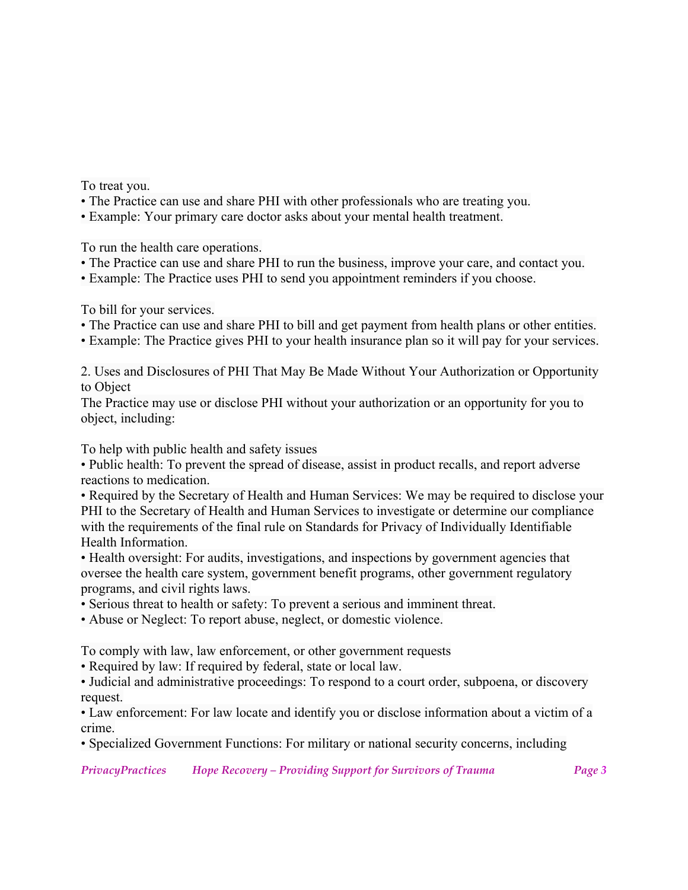To treat you.

- The Practice can use and share PHI with other professionals who are treating you.
- Example: Your primary care doctor asks about your mental health treatment.

To run the health care operations.

- The Practice can use and share PHI to run the business, improve your care, and contact you.
- Example: The Practice uses PHI to send you appointment reminders if you choose.

To bill for your services.

- The Practice can use and share PHI to bill and get payment from health plans or other entities.
- Example: The Practice gives PHI to your health insurance plan so it will pay for your services.

2. Uses and Disclosures of PHI That May Be Made Without Your Authorization or Opportunity to Object

The Practice may use or disclose PHI without your authorization or an opportunity for you to object, including:

To help with public health and safety issues

- Public health: To prevent the spread of disease, assist in product recalls, and report adverse reactions to medication.
- Required by the Secretary of Health and Human Services: We may be required to disclose your PHI to the Secretary of Health and Human Services to investigate or determine our compliance with the requirements of the final rule on Standards for Privacy of Individually Identifiable Health Information.
- Health oversight: For audits, investigations, and inspections by government agencies that oversee the health care system, government benefit programs, other government regulatory programs, and civil rights laws.
- Serious threat to health or safety: To prevent a serious and imminent threat.
- Abuse or Neglect: To report abuse, neglect, or domestic violence.

To comply with law, law enforcement, or other government requests

- Required by law: If required by federal, state or local law.
- Judicial and administrative proceedings: To respond to a court order, subpoena, or discovery request.
- Law enforcement: For law locate and identify you or disclose information about a victim of a crime.
- Specialized Government Functions: For military or national security concerns, including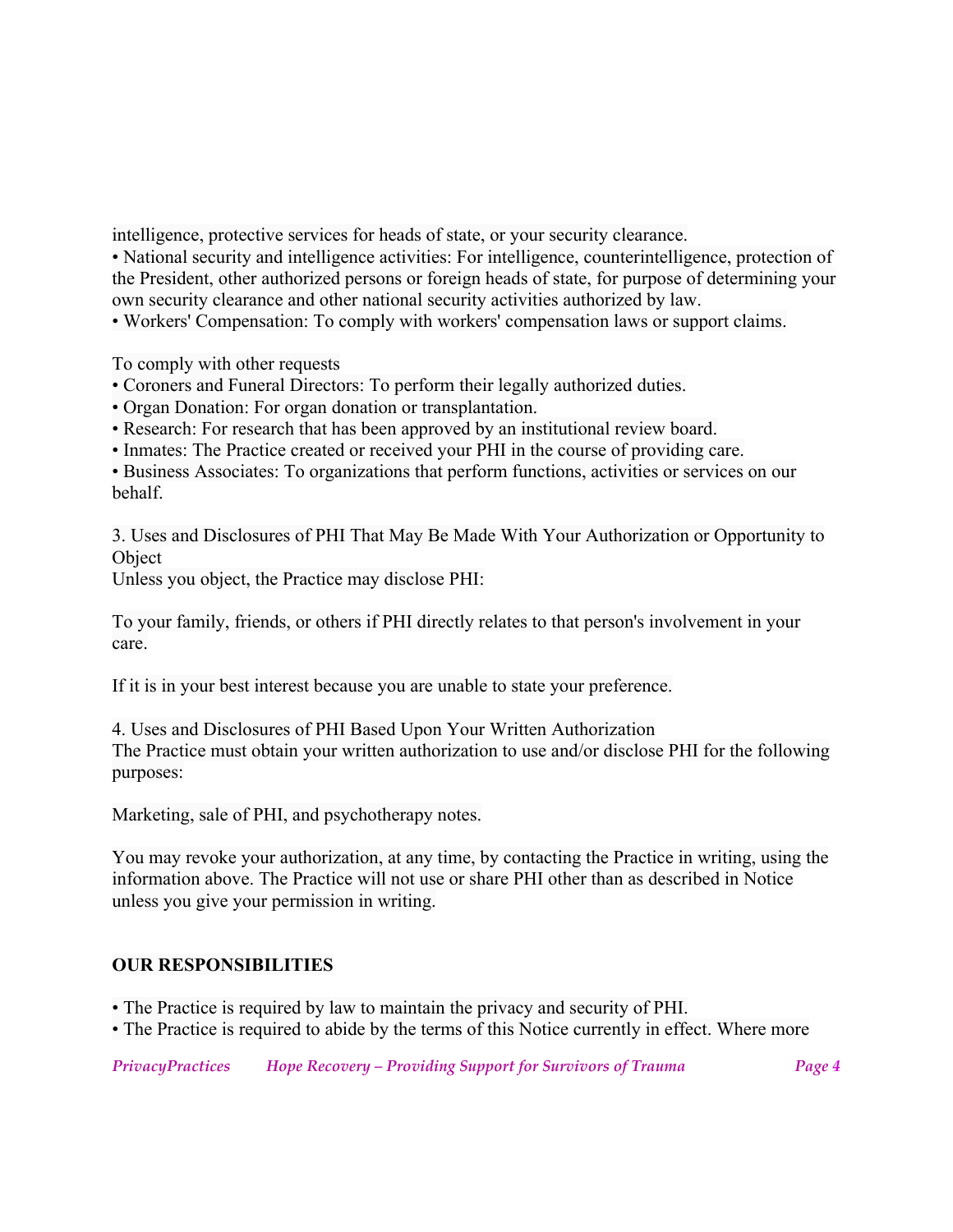intelligence, protective services for heads of state, or your security clearance.

- National security and intelligence activities: For intelligence, counterintelligence, protection of the President, other authorized persons or foreign heads of state, for purpose of determining your own security clearance and other national security activities authorized by law.
- Workers' Compensation: To comply with workers' compensation laws or support claims.

To comply with other requests

- Coroners and Funeral Directors: To perform their legally authorized duties.
- Organ Donation: For organ donation or transplantation.
- Research: For research that has been approved by an institutional review board.
- Inmates: The Practice created or received your PHI in the course of providing care.
- Business Associates: To organizations that perform functions, activities or services on our behalf.

3. Uses and Disclosures of PHI That May Be Made With Your Authorization or Opportunity to Object

Unless you object, the Practice may disclose PHI:

To your family, friends, or others if PHI directly relates to that person's involvement in your care.

If it is in your best interest because you are unable to state your preference.

4. Uses and Disclosures of PHI Based Upon Your Written Authorization

The Practice must obtain your written authorization to use and/or disclose PHI for the following purposes:

Marketing, sale of PHI, and psychotherapy notes.

You may revoke your authorization, at any time, by contacting the Practice in writing, using the information above. The Practice will not use or share PHI other than as described in Notice unless you give your permission in writing.

## OUR RESPONSIBILITIES

- The Practice is required by law to maintain the privacy and security of PHI.
- The Practice is required to abide by the terms of this Notice currently in effect. Where more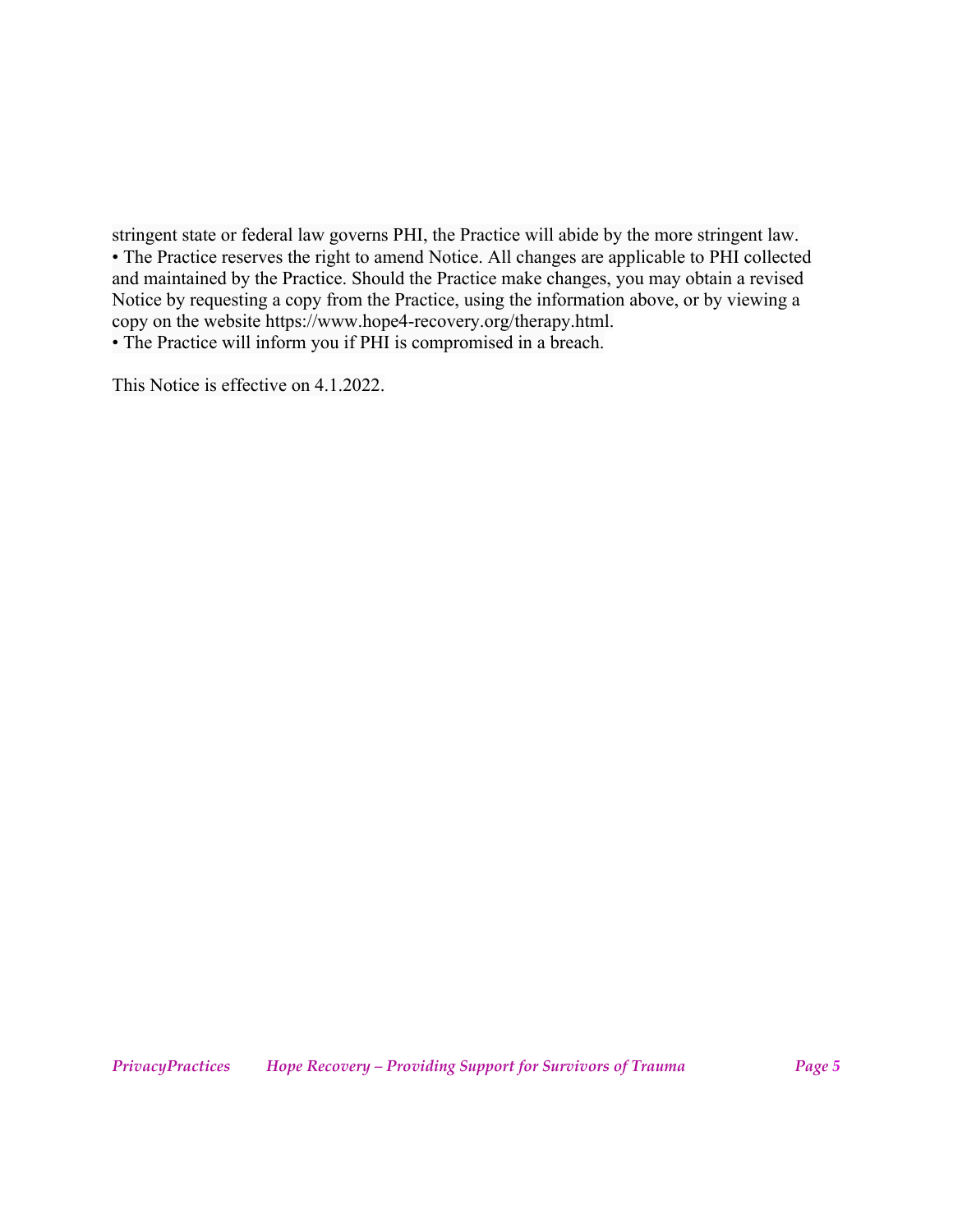stringent state or federal law governs PHI, the Practice will abide by the more stringent law.

- The Practice reserves the right to amend Notice. All changes are applicable to PHI collected and maintained by the Practice. Should the Practice make changes, you may obtain a revised Notice by requesting a copy from the Practice, using the information above, or by viewing a copy on the website https://www.hope4-recovery.org/therapy.html.
- The Practice will inform you if PHI is compromised in a breach.

This Notice is effective on 4.1.2022.